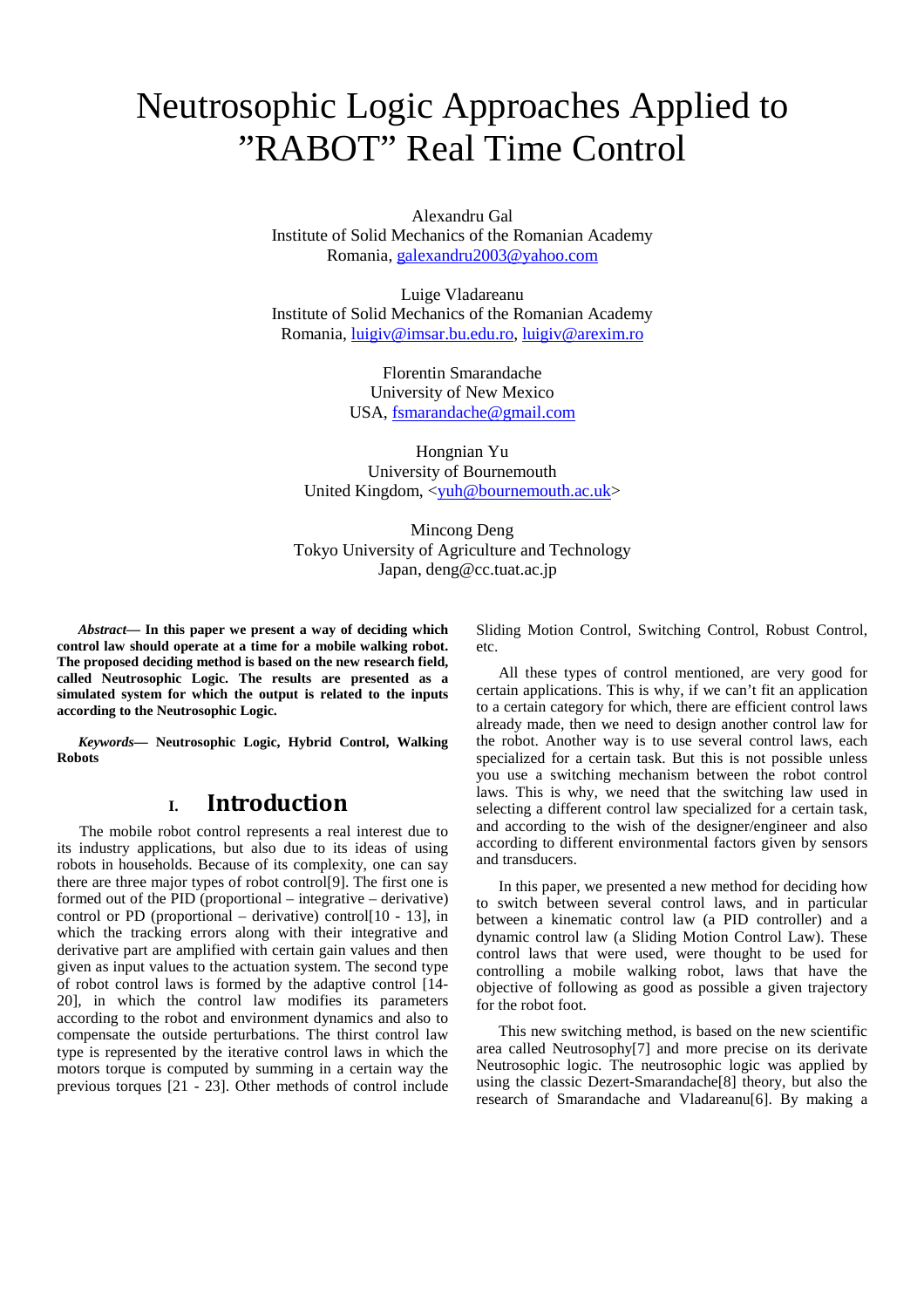# Neutrosophic Logic Approaches Applied to "RABOT" Real Time Control

Alexandru Gal
Institute of Solid Mechanics of the Romanian Academy
Romania, galexandru2003@yahoo.com

Luige Vladareanu
Institute of Solid Mechanics of the Romanian Academy
Romania, luigiv@imsar.bu.edu.ro, luigiv@arexim.ro

Florentin Smarandache
University of New Mexico
USA, fsmarandache@gmail.com

Hongnian Yu
University of Bournemouth
United Kingdom, <yuh@bournemouth.ac.uk>

Mincong Deng
Tokyo University of Agriculture and Technology
Japan, deng@cc.tuat.ac.jp

***Abstract*— In this paper we present a way of deciding which control law should operate at a time for a mobile walking robot. The proposed deciding method is based on the new research field, called Neutrosophic Logic. The results are presented as a simulated system for which the output is related to the inputs according to the Neutrosophic Logic.**

***Keywords*— Neutrosophic Logic, Hybrid Control, Walking Robots**

## I. Introduction

The mobile robot control represents a real interest due to its industry applications, but also due to its ideas of using robots in households. Because of its complexity, one can say there are three major types of robot control[9]. The first one is formed out of the PID (proportional – integrative – derivative) control or PD (proportional – derivative) control[10 - 13], in which the tracking errors along with their integrative and derivative part are amplified with certain gain values and then given as input values to the actuation system. The second type of robot control laws is formed by the adaptive control [14-20], in which the control law modifies its parameters according to the robot and environment dynamics and also to compensate the outside perturbations. The thirst control law type is represented by the iterative control laws in which the motors torque is computed by summing in a certain way the previous torques [21 - 23]. Other methods of control include Sliding Motion Control, Switching Control, Robust Control, etc.

All these types of control mentioned, are very good for certain applications. This is why, if we can't fit an application to a certain category for which, there are efficient control laws already made, then we need to design another control law for the robot. Another way is to use several control laws, each specialized for a certain task. But this is not possible unless you use a switching mechanism between the robot control laws. This is why, we need that the switching law used in selecting a different control law specialized for a certain task, and according to the wish of the designer/engineer and also according to different environmental factors given by sensors and transducers.

In this paper, we presented a new method for deciding how to switch between several control laws, and in particular between a kinematic control law (a PID controller) and a dynamic control law (a Sliding Motion Control Law). These control laws that were used, are thought to be used for controlling a mobile walking robot, laws that have the objective of following as good as possible a given trajectory for the robot foot.

This new switching method, is based on the new scientific area called Neutrosophy[7] and more precise on its derivate Neutrosophic logic. The neutrosophic logic was applied by using the classic Dezert-Smarandache[8] theory, but also the research of Smarandache and Vladareanu[6]. By making a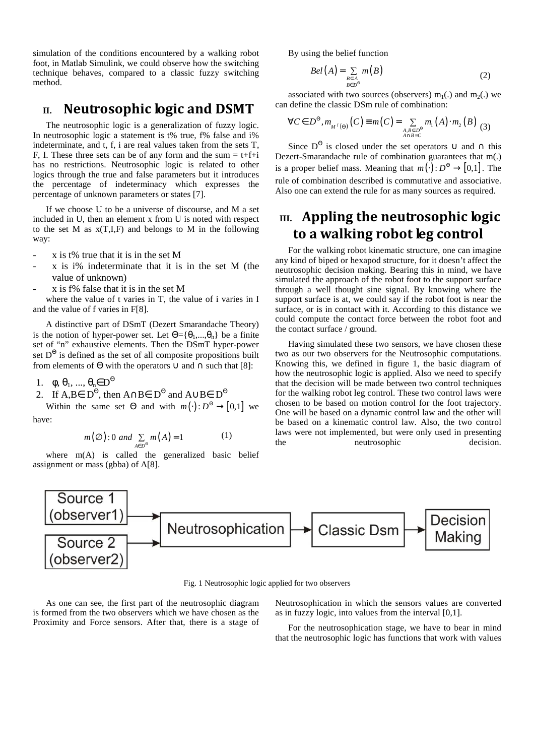simulation of the conditions encountered by a walking robot foot, in Matlab Simulink, we could observe how the switching technique behaves, compared to a classic fuzzy switching method.

## II. Neutrosophic logic and DSMT

The neutrosophic logic is a generalization of fuzzy logic. In neutrosophic logic a statement is t% true, f% false and i% indeterminate, and t, f, i are real values taken from the sets T, F, I. These three sets can be of any form and the sum = t+f+i has no restrictions. Neutrosophic logic is related to other logics through the true and false parameters but it introduces the percentage of indeterminacy which expresses the percentage of unknown parameters or states [7].

If we choose U to be a universe of discourse, and M a set included in U, then an element x from U is noted with respect to the set M as x(T,I,F) and belongs to M in the following way:

- x is t% true that it is in the set M
- x is i% indeterminate that it is in the set M (the value of unknown)
- x is f% false that it is in the set M

where the value of t varies in T, the value of i varies in I and the value of f varies in F[8].

A distinctive part of DSmT (Dezert Smarandache Theory) is the notion of hyper-power set. Let $\Theta=\{\theta_1,...,\theta_n\}$ be a finite set of "n" exhaustive elements. Then the DSmT hyper-power set $D^\Theta$ is defined as the set of all composite propositions built from elements of $\Theta$ with the operators $\cup$ and $\cap$ such that [8]:

1. $\phi, \theta_1, ..., \theta_n \in D^\Theta$
2. If $A,B \in D^\Theta$, then $A \cap B \in D^\Theta$ and $A \cup B \in D^\Theta$

Within the same set $\Theta$ and with $m(\cdot): D^\Theta \to [0,1]$ we have:

$$m(\emptyset): 0 \text{ and } \sum_{A \in D^\Theta} m(A) = 1 \tag{1}$$

where m(A) is called the generalized basic belief assignment or mass (gbba) of A[8].

By using the belief function

$$Bel(A) = \sum_{\substack{B \subseteq A \\ B \in D^\Theta}} m(B) \tag{2}$$

associated with two sources (observers) $m_1(.)$ and $m_2(.)$ we can define the classic DSm rule of combination:

$$\forall C \in D^\Theta, m_{M^f(\Theta)}(C) \equiv m(C) = \sum_{\substack{A,B \subseteq D^\Theta \\ A \cap B = C}} m_1(A) \cdot m_2(B) \tag{3}$$

Since $D^\Theta$ is closed under the set operators $\cup$ and $\cap$ this Dezert-Smarandache rule of combination guarantees that m(.) is a proper belief mass. Meaning that $m(\cdot): D^\Theta \to [0,1]$. The rule of combination described is commutative and associative. Also one can extend the rule for as many sources as required.

## III. Appling the neutrosophic logic to a walking robot leg control

For the walking robot kinematic structure, one can imagine any kind of biped or hexapod structure, for it doesn't affect the neutrosophic decision making. Bearing this in mind, we have simulated the approach of the robot foot to the support surface through a well thought sine signal. By knowing where the support surface is at, we could say if the robot foot is near the surface, or is in contact with it. According to this distance we could compute the contact force between the robot foot and the contact surface / ground.

Having simulated these two sensors, we have chosen these two as our two observers for the Neutrosophic computations. Knowing this, we defined in figure 1, the basic diagram of how the neutrosophic logic is applied. Also we need to specify that the decision will be made between two control techniques for the walking robot leg control. These two control laws were chosen to be based on motion control for the foot trajectory. One will be based on a dynamic control law and the other will be based on a kinematic control law. Also, the two control laws were not implemented, but were only used in presenting the neutrosophic decision.

Source 1 (observer1)
Source 2 (observer2)
Neutrosophication
Classic Dsm
Decision Making

Fig. 1 Neutrosophic logic applied for two observers

As one can see, the first part of the neutrosophic diagram is formed from the two observers which we have chosen as the Proximity and Force sensors. After that, there is a stage of Neutrosophication in which the sensors values are converted as in fuzzy logic, into values from the interval [0,1].

For the neutrosophication stage, we have to bear in mind that the neutrosophic logic has functions that work with values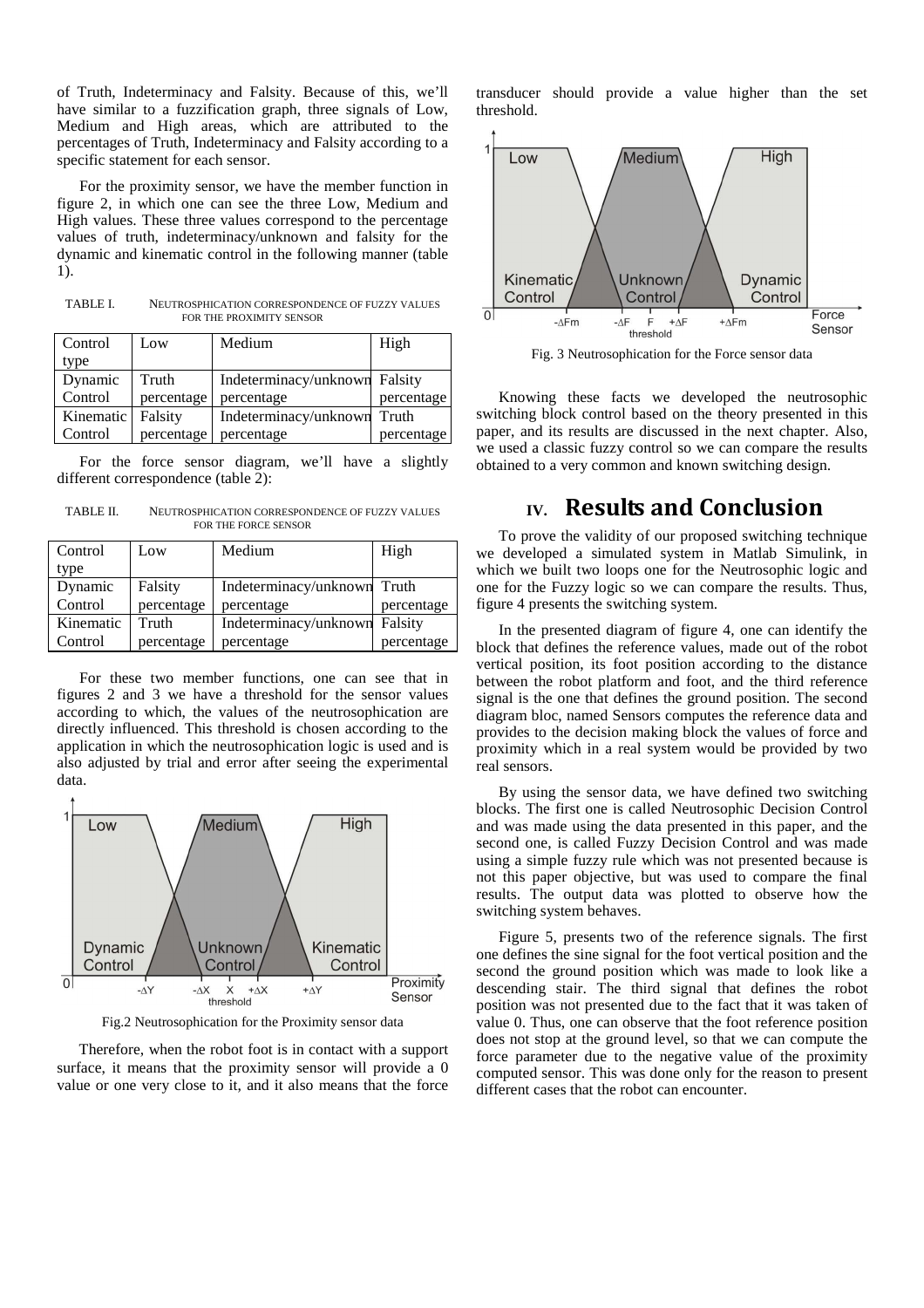of Truth, Indeterminacy and Falsity. Because of this, we'll have similar to a fuzzification graph, three signals of Low, Medium and High areas, which are attributed to the percentages of Truth, Indeterminacy and Falsity according to a specific statement for each sensor.

For the proximity sensor, we have the member function in figure 2, in which one can see the three Low, Medium and High values. These three values correspond to the percentage values of truth, indeterminacy/unknown and falsity for the dynamic and kinematic control in the following manner (table 1).

TABLE I. NEUTROSPHICATION CORRESPONDENCE OF FUZZY VALUES FOR THE PROXIMITY SENSOR

| Control type | Low | Medium | High |
|---|---|---|---|
| Dynamic Control | Truth percentage | Indeterminacy/unknown percentage | Falsity percentage |
| Kinematic Control | Falsity percentage | Indeterminacy/unknown percentage | Truth percentage |

For the force sensor diagram, we'll have a slightly different correspondence (table 2):

TABLE II. NEUTROSPHICATION CORRESPONDENCE OF FUZZY VALUES FOR THE FORCE SENSOR

| Control type | Low | Medium | High |
|---|---|---|---|
| Dynamic Control | Falsity percentage | Indeterminacy/unknown percentage | Truth percentage |
| Kinematic Control | Truth percentage | Indeterminacy/unknown percentage | Falsity percentage |

For these two member functions, one can see that in figures 2 and 3 we have a threshold for the sensor values according to which, the values of the neutrosophication are directly influenced. This threshold is chosen according to the application in which the neutrosophication logic is used and is also adjusted by trial and error after seeing the experimental data.

1
Low
Medium
High
Dynamic Control
Unknown Control
Kinematic Control
0
-ΔY
-ΔX
X
+ΔX
+ΔY
threshold
Proximity Sensor

Fig.2 Neutrosophication for the Proximity sensor data

Therefore, when the robot foot is in contact with a support surface, it means that the proximity sensor will provide a 0 value or one very close to it, and it also means that the force transducer should provide a value higher than the set threshold.

1
Low
Medium
High
Kinematic Control
Unknown Control
Dynamic Control
0
-ΔFm
-ΔF
F
+ΔF
+ΔFm
threshold
Force Sensor

Fig. 3 Neutrosophication for the Force sensor data

Knowing these facts we developed the neutrosophic switching block control based on the theory presented in this paper, and its results are discussed in the next chapter. Also, we used a classic fuzzy control so we can compare the results obtained to a very common and known switching design.

## IV. Results and Conclusion

To prove the validity of our proposed switching technique we developed a simulated system in Matlab Simulink, in which we built two loops one for the Neutrosophic logic and one for the Fuzzy logic so we can compare the results. Thus, figure 4 presents the switching system.

In the presented diagram of figure 4, one can identify the block that defines the reference values, made out of the robot vertical position, its foot position according to the distance between the robot platform and foot, and the third reference signal is the one that defines the ground position. The second diagram bloc, named Sensors computes the reference data and provides to the decision making block the values of force and proximity which in a real system would be provided by two real sensors.

By using the sensor data, we have defined two switching blocks. The first one is called Neutrosophic Decision Control and was made using the data presented in this paper, and the second one, is called Fuzzy Decision Control and was made using a simple fuzzy rule which was not presented because is not this paper objective, but was used to compare the final results. The output data was plotted to observe how the switching system behaves.

Figure 5, presents two of the reference signals. The first one defines the sine signal for the foot vertical position and the second the ground position which was made to look like a descending stair. The third signal that defines the robot position was not presented due to the fact that it was taken of value 0. Thus, one can observe that the foot reference position does not stop at the ground level, so that we can compute the force parameter due to the negative value of the proximity computed sensor. This was done only for the reason to present different cases that the robot can encounter.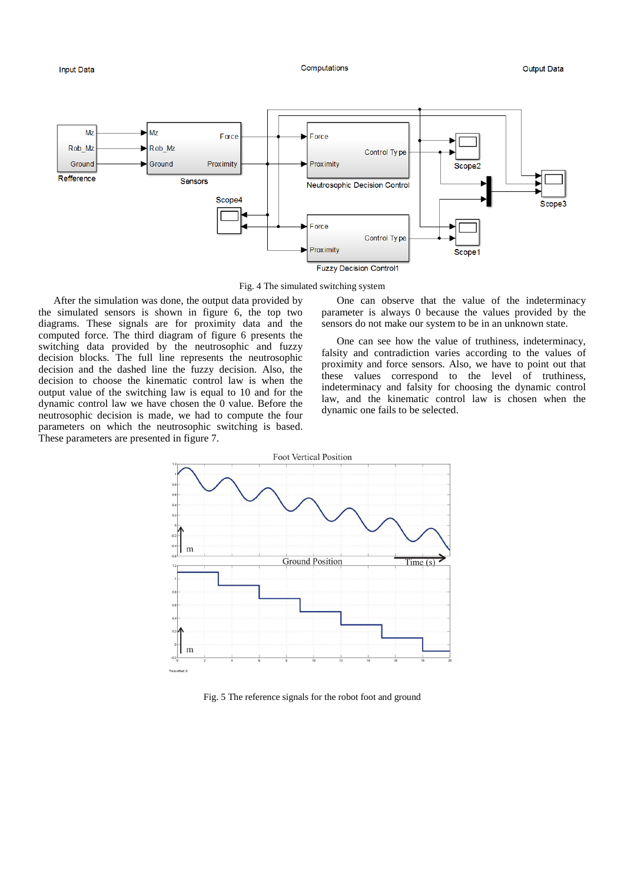Fig. 4 The simulated switching system

After the simulation was done, the output data provided by the simulated sensors is shown in figure 6, the top two diagrams. These signals are for proximity data and the computed force. The third diagram of figure 6 presents the switching data provided by the neutrosophic and fuzzy decision blocks. The full line represents the neutrosophic decision and the dashed line the fuzzy decision. Also, the decision to choose the kinematic control law is when the output value of the switching law is equal to 10 and for the dynamic control law we have chosen the 0 value. Before the neutrosophic decision is made, we had to compute the four parameters on which the neutrosophic switching is based. These parameters are presented in figure 7.

One can observe that the value of the indeterminacy parameter is always 0 because the values provided by the sensors do not make our system to be in an unknown state.

One can see how the value of truthiness, indeterminacy, falsity and contradiction varies according to the values of proximity and force sensors. Also, we have to point out that these values correspond to the level of truthiness, indeterminacy and falsity for choosing the dynamic control law, and the kinematic control law is chosen when the dynamic one fails to be selected.

Fig. 5 The reference signals for the robot foot and ground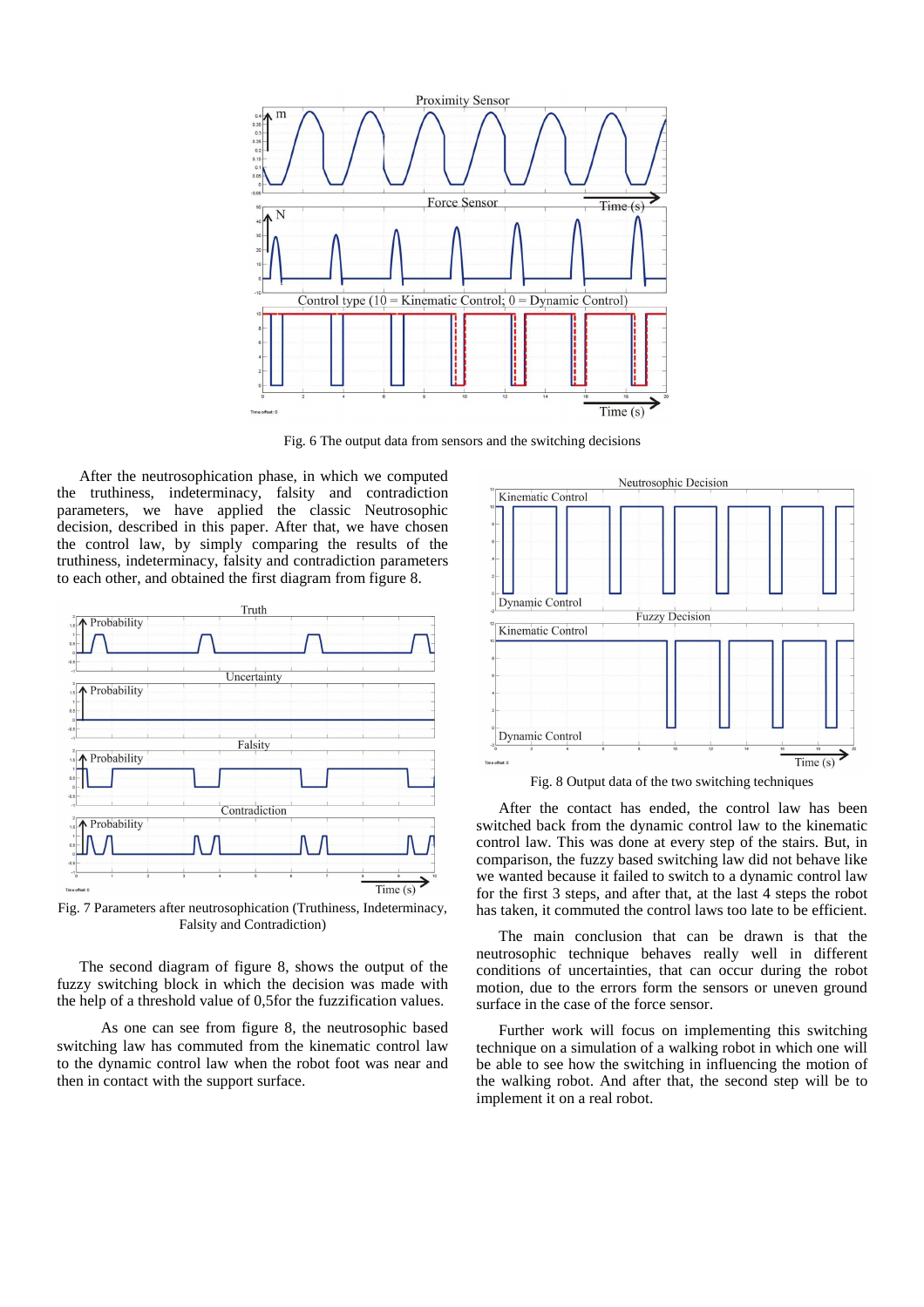Proximity Sensor

m

Time (s)

Force Sensor

N

Control type (10 = Kinematic Control; 0 = Dynamic Control)

Time (s)

Fig. 6 The output data from sensors and the switching decisions

After the neutrosophication phase, in which we computed the truthiness, indeterminacy, falsity and contradiction parameters, we have applied the classic Neutrosophic decision, described in this paper. After that, we have chosen the control law, by simply comparing the results of the truthiness, indeterminacy, falsity and contradiction parameters to each other, and obtained the first diagram from figure 8.

Truth

Probability

Uncertainty

Probability

Falsity

Probability

Contradiction

Probability

Time (s)

Fig. 7 Parameters after neutrosophication (Truthiness, Indeterminacy, Falsity and Contradiction)

The second diagram of figure 8, shows the output of the fuzzy switching block in which the decision was made with the help of a threshold value of 0,5for the fuzzification values.

As one can see from figure 8, the neutrosophic based switching law has commuted from the kinematic control law to the dynamic control law when the robot foot was near and then in contact with the support surface.

Neutrosophic Decision

Kinematic Control

Dynamic Control

Fuzzy Decision

Kinematic Control

Dynamic Control

Time (s)

Fig. 8 Output data of the two switching techniques

After the contact has ended, the control law has been switched back from the dynamic control law to the kinematic control law. This was done at every step of the stairs. But, in comparison, the fuzzy based switching law did not behave like we wanted because it failed to switch to a dynamic control law for the first 3 steps, and after that, at the last 4 steps the robot has taken, it commuted the control laws too late to be efficient.

The main conclusion that can be drawn is that the neutrosophic technique behaves really well in different conditions of uncertainties, that can occur during the robot motion, due to the errors form the sensors or uneven ground surface in the case of the force sensor.

Further work will focus on implementing this switching technique on a simulation of a walking robot in which one will be able to see how the switching in influencing the motion of the walking robot. And after that, the second step will be to implement it on a real robot.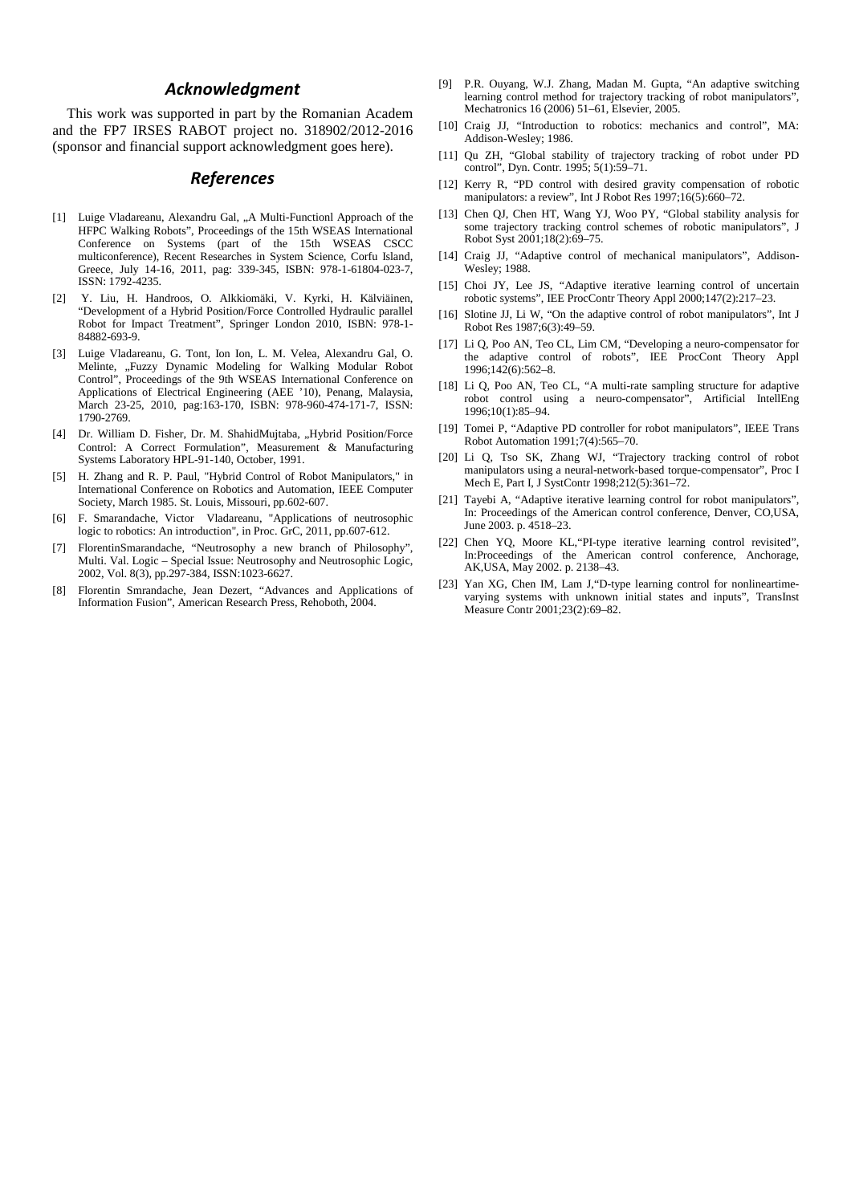## *Acknowledgment*

This work was supported in part by the Romanian Academ and the FP7 IRSES RABOT project no. 318902/2012-2016 (sponsor and financial support acknowledgment goes here).

## *References*

[1] Luige Vladareanu, Alexandru Gal, „A Multi-Functionl Approach of the HFPC Walking Robots", Proceedings of the 15th WSEAS International Conference on Systems (part of the 15th WSEAS CSCC multiconference), Recent Researches in System Science, Corfu Island, Greece, July 14-16, 2011, pag: 339-345, ISBN: 978-1-61804-023-7, ISSN: 1792-4235.

[2] Y. Liu, H. Handroos, O. Alkkiomäki, V. Kyrki, H. Kälviäinen, "Development of a Hybrid Position/Force Controlled Hydraulic parallel Robot for Impact Treatment", Springer London 2010, ISBN: 978-1-84882-693-9.

[3] Luige Vladareanu, G. Tont, Ion Ion, L. M. Velea, Alexandru Gal, O. Melinte, „Fuzzy Dynamic Modeling for Walking Modular Robot Control", Proceedings of the 9th WSEAS International Conference on Applications of Electrical Engineering (AEE '10), Penang, Malaysia, March 23-25, 2010, pag:163-170, ISBN: 978-960-474-171-7, ISSN: 1790-2769.

[4] Dr. William D. Fisher, Dr. M. ShahidMujtaba, „Hybrid Position/Force Control: A Correct Formulation", Measurement & Manufacturing Systems Laboratory HPL-91-140, October, 1991.

[5] H. Zhang and R. P. Paul, "Hybrid Control of Robot Manipulators," in International Conference on Robotics and Automation, IEEE Computer Society, March 1985. St. Louis, Missouri, pp.602-607.

[6] F. Smarandache, Victor Vladareanu, "Applications of neutrosophic logic to robotics: An introduction", in Proc. GrC, 2011, pp.607-612.

[7] FlorentinSmarandache, "Neutrosophy a new branch of Philosophy", Multi. Val. Logic – Special Issue: Neutrosophy and Neutrosophic Logic, 2002, Vol. 8(3), pp.297-384, ISSN:1023-6627.

[8] Florentin Smrandache, Jean Dezert, "Advances and Applications of Information Fusion", American Research Press, Rehoboth, 2004.

[9] P.R. Ouyang, W.J. Zhang, Madan M. Gupta, "An adaptive switching learning control method for trajectory tracking of robot manipulators", Mechatronics 16 (2006) 51–61, Elsevier, 2005.

[10] Craig JJ, "Introduction to robotics: mechanics and control", MA: Addison-Wesley; 1986.

[11] Qu ZH, "Global stability of trajectory tracking of robot under PD control", Dyn. Contr. 1995; 5(1):59–71.

[12] Kerry R, "PD control with desired gravity compensation of robotic manipulators: a review", Int J Robot Res 1997;16(5):660–72.

[13] Chen QJ, Chen HT, Wang YJ, Woo PY, "Global stability analysis for some trajectory tracking control schemes of robotic manipulators", J Robot Syst 2001;18(2):69–75.

[14] Craig JJ, "Adaptive control of mechanical manipulators", Addison-Wesley; 1988.

[15] Choi JY, Lee JS, "Adaptive iterative learning control of uncertain robotic systems", IEE ProcContr Theory Appl 2000;147(2):217–23.

[16] Slotine JJ, Li W, "On the adaptive control of robot manipulators", Int J Robot Res 1987;6(3):49–59.

[17] Li Q, Poo AN, Teo CL, Lim CM, "Developing a neuro-compensator for the adaptive control of robots", IEE ProcCont Theory Appl 1996;142(6):562–8.

[18] Li Q, Poo AN, Teo CL, "A multi-rate sampling structure for adaptive robot control using a neuro-compensator", Artificial IntellEng 1996;10(1):85–94.

[19] Tomei P, "Adaptive PD controller for robot manipulators", IEEE Trans Robot Automation 1991;7(4):565–70.

[20] Li Q, Tso SK, Zhang WJ, "Trajectory tracking control of robot manipulators using a neural-network-based torque-compensator", Proc I Mech E, Part I, J SystContr 1998;212(5):361–72.

[21] Tayebi A, "Adaptive iterative learning control for robot manipulators", In: Proceedings of the American control conference, Denver, CO,USA, June 2003. p. 4518–23.

[22] Chen YQ, Moore KL,"PI-type iterative learning control revisited", In:Proceedings of the American control conference, Anchorage, AK,USA, May 2002. p. 2138–43.

[23] Yan XG, Chen IM, Lam J,"D-type learning control for nonlineartime-varying systems with unknown initial states and inputs", TransInst Measure Contr 2001;23(2):69–82.